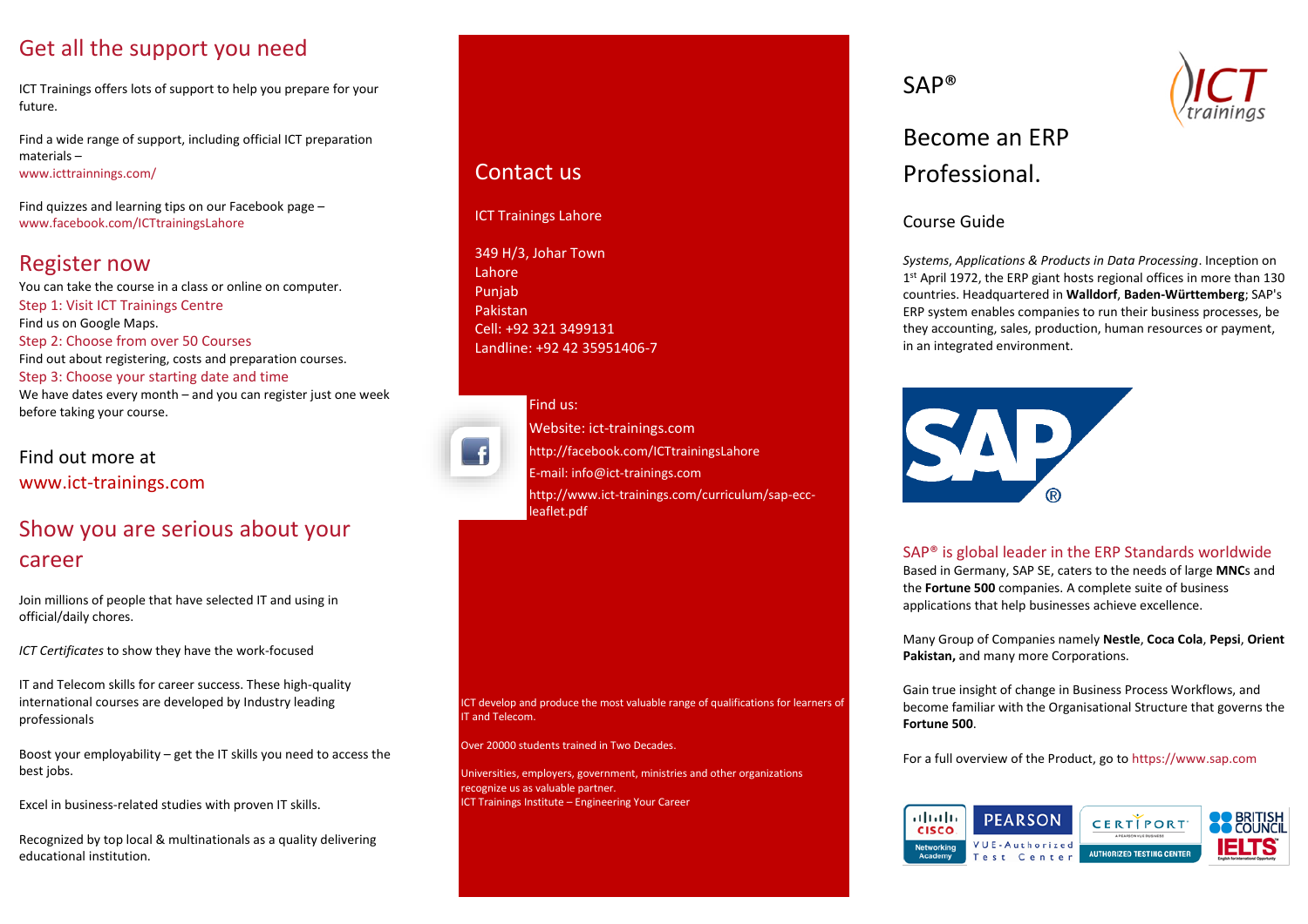## Get all the support you need

ICT Trainings offers lots of support to help you prepare for your future.

Find a wide range of support, including official ICT preparation materials – www.icttrainnings.com/

Find quizzes and learning tips on our Facebook page – www.facebook.com/ICTtrainingsLahore

## Register now

You can take the course in a class or online on computer.

Step 1: Visit ICT Trainings Centre

Find us on Google Maps.

Step 2: Choose from over 50 Courses

Find out about registering, costs and preparation courses.

Step 3: Choose your starting date and time

We have dates every month – and you can register just one week before taking your course.

### Find out more at www.ict-trainings.com

## Show you are serious about your career

Join millions of people that have selected IT and using in official/daily chores.

*ICT Certificates* to show they have the work-focused

IT and Telecom skills for career success. These high-quality international courses are developed by Industry leading professionals

Boost your employability – get the IT skills you need to access the best jobs.

Excel in business-related studies with proven IT skills.

Recognized by top local & multinationals as a quality delivering educational institution.

## Contact us

ICT Trainings Lahore

349 H/3, Johar Town
Lahore
Punjab
Pakistan
Cell: +92 321 3499131
Landline: +92 42 35951406-7

Find us:
Website: ict-trainings.com
http://facebook.com/ICTtrainingsLahore
E-mail: info@ict-trainings.com
http://www.ict-trainings.com/curriculum/sap-ecc-leaflet.pdf

ICT develop and produce the most valuable range of qualifications for learners of IT and Telecom.

Over 20000 students trained in Two Decades.

Universities, employers, government, ministries and other organizations recognize us as valuable partner.
ICT Trainings Institute – Engineering Your Career

# SAP®

# Become an ERP Professional.

### Course Guide

*Systems, Applications & Products in Data Processing*. Inception on 1st April 1972, the ERP giant hosts regional offices in more than 130 countries. Headquartered in **Walldorf**, **Baden-Württemberg**; SAP's ERP system enables companies to run their business processes, be they accounting, sales, production, human resources or payment, in an integrated environment.

### SAP® is global leader in the ERP Standards worldwide

Based in Germany, SAP SE, caters to the needs of large **MNC**s and the **Fortune 500** companies. A complete suite of business applications that help businesses achieve excellence.

Many Group of Companies namely **Nestle**, **Coca Cola**, **Pepsi**, **Orient Pakistan,** and many more Corporations.

Gain true insight of change in Business Process Workflows, and become familiar with the Organisational Structure that governs the **Fortune 500**.

For a full overview of the Product, go to https://www.sap.com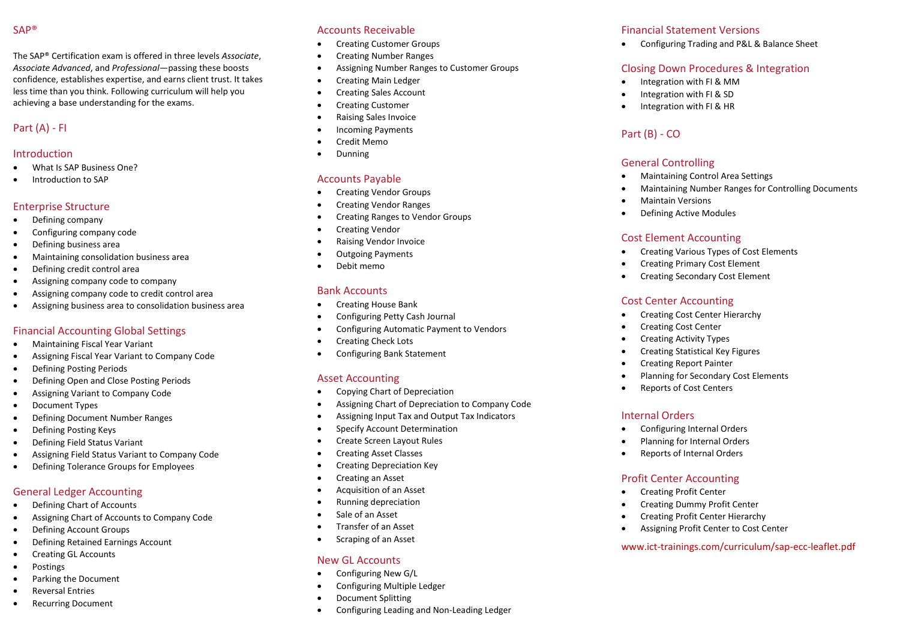# SAP®

The SAP® Certification exam is offered in three levels *Associate*, *Associate Advanced*, and *Professional*—passing these boosts confidence, establishes expertise, and earns client trust. It takes less time than you think. Following curriculum will help you achieving a base understanding for the exams.

## Part (A) - FI

### Introduction

- What Is SAP Business One?
- Introduction to SAP

### Enterprise Structure

- Defining company
- Configuring company code
- Defining business area
- Maintaining consolidation business area
- Defining credit control area
- Assigning company code to company
- Assigning company code to credit control area
- Assigning business area to consolidation business area

### Financial Accounting Global Settings

- Maintaining Fiscal Year Variant
- Assigning Fiscal Year Variant to Company Code
- Defining Posting Periods
- Defining Open and Close Posting Periods
- Assigning Variant to Company Code
- Document Types
- Defining Document Number Ranges
- Defining Posting Keys
- Defining Field Status Variant
- Assigning Field Status Variant to Company Code
- Defining Tolerance Groups for Employees

### General Ledger Accounting

- Defining Chart of Accounts
- Assigning Chart of Accounts to Company Code
- Defining Account Groups
- Defining Retained Earnings Account
- Creating GL Accounts
- Postings
- Parking the Document
- Reversal Entries
- Recurring Document

### Accounts Receivable

- Creating Customer Groups
- Creating Number Ranges
- Assigning Number Ranges to Customer Groups
- Creating Main Ledger
- Creating Sales Account
- Creating Customer
- Raising Sales Invoice
- Incoming Payments
- Credit Memo
- Dunning

### Accounts Payable

- Creating Vendor Groups
- Creating Vendor Ranges
- Creating Ranges to Vendor Groups
- Creating Vendor
- Raising Vendor Invoice
- Outgoing Payments
- Debit memo

### Bank Accounts

- Creating House Bank
- Configuring Petty Cash Journal
- Configuring Automatic Payment to Vendors
- Creating Check Lots
- Configuring Bank Statement

### Asset Accounting

- Copying Chart of Depreciation
- Assigning Chart of Depreciation to Company Code
- Assigning Input Tax and Output Tax Indicators
- Specify Account Determination
- Create Screen Layout Rules
- Creating Asset Classes
- Creating Depreciation Key
- Creating an Asset
- Acquisition of an Asset
- Running depreciation
- Sale of an Asset
- Transfer of an Asset
- Scraping of an Asset

### New GL Accounts

- Configuring New G/L
- Configuring Multiple Ledger
- Document Splitting
- Configuring Leading and Non-Leading Ledger

### Financial Statement Versions

- Configuring Trading and P&L & Balance Sheet

### Closing Down Procedures & Integration

- Integration with FI & MM
- Integration with FI & SD
- Integration with FI & HR

## Part (B) - CO

### General Controlling

- Maintaining Control Area Settings
- Maintaining Number Ranges for Controlling Documents
- Maintain Versions
- Defining Active Modules

### Cost Element Accounting

- Creating Various Types of Cost Elements
- Creating Primary Cost Element
- Creating Secondary Cost Element

### Cost Center Accounting

- Creating Cost Center Hierarchy
- Creating Cost Center
- Creating Activity Types
- Creating Statistical Key Figures
- Creating Report Painter
- Planning for Secondary Cost Elements
- Reports of Cost Centers

### Internal Orders

- Configuring Internal Orders
- Planning for Internal Orders
- Reports of Internal Orders

### Profit Center Accounting

- Creating Profit Center
- Creating Dummy Profit Center
- Creating Profit Center Hierarchy
- Assigning Profit Center to Cost Center

www.ict-trainings.com/curriculum/sap-ecc-leaflet.pdf